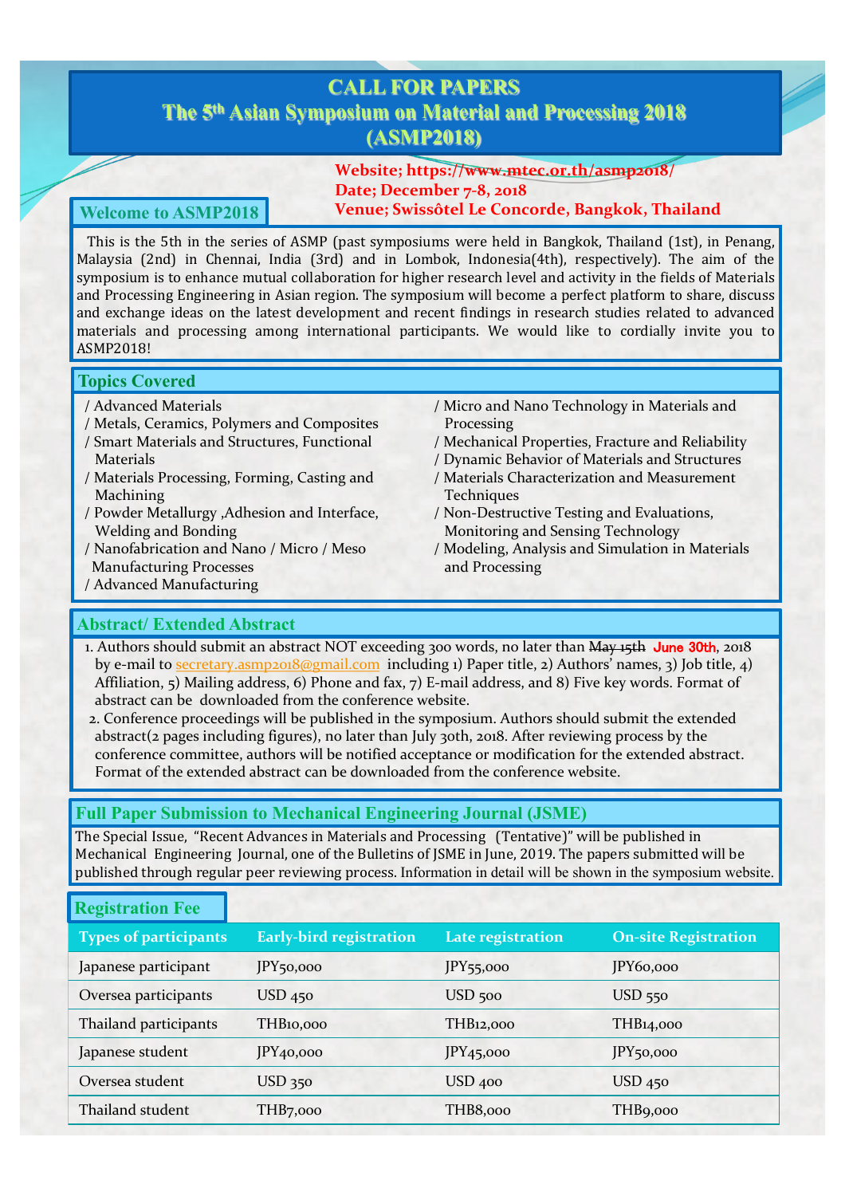# CALL FOR PAPERS
# The 5th Asian Symposium on Material and Processing 2018 (ASMP2018)

**Website; https://www.mtec.or.th/asmp2018/**
**Date; December 7-8, 2018**
**Venue; Swissôtel Le Concorde, Bangkok, Thailand**

## Welcome to ASMP2018

This is the 5th in the series of ASMP (past symposiums were held in Bangkok, Thailand (1st), in Penang, Malaysia (2nd) in Chennai, India (3rd) and in Lombok, Indonesia(4th), respectively). The aim of the symposium is to enhance mutual collaboration for higher research level and activity in the fields of Materials and Processing Engineering in Asian region. The symposium will become a perfect platform to share, discuss and exchange ideas on the latest development and recent findings in research studies related to advanced materials and processing among international participants. We would like to cordially invite you to ASMP2018!

## Topics Covered

- / Advanced Materials
- / Metals, Ceramics, Polymers and Composites
- / Smart Materials and Structures, Functional Materials
- / Materials Processing, Forming, Casting and Machining
- / Powder Metallurgy ,Adhesion and Interface, Welding and Bonding
- / Nanofabrication and Nano / Micro / Meso Manufacturing Processes
- / Advanced Manufacturing
- / Micro and Nano Technology in Materials and Processing
- / Mechanical Properties, Fracture and Reliability
- / Dynamic Behavior of Materials and Structures
- / Materials Characterization and Measurement Techniques
- / Non-Destructive Testing and Evaluations, Monitoring and Sensing Technology
- / Modeling, Analysis and Simulation in Materials and Processing

## Abstract/ Extended Abstract

1. Authors should submit an abstract NOT exceeding 300 words, no later than ~~May 15th~~ **June 30th**, 2018 by e-mail to secretary.asmp2018@gmail.com including 1) Paper title, 2) Authors' names, 3) Job title, 4) Affiliation, 5) Mailing address, 6) Phone and fax, 7) E-mail address, and 8) Five key words. Format of abstract can be downloaded from the conference website.
2. Conference proceedings will be published in the symposium. Authors should submit the extended abstract(2 pages including figures), no later than July 30th, 2018. After reviewing process by the conference committee, authors will be notified acceptance or modification for the extended abstract. Format of the extended abstract can be downloaded from the conference website.

## Full Paper Submission to Mechanical Engineering Journal (JSME)

The Special Issue, "Recent Advances in Materials and Processing (Tentative)" will be published in Mechanical Engineering Journal, one of the Bulletins of JSME in June, 2019. The papers submitted will be published through regular peer reviewing process. Information in detail will be shown in the symposium website.

## Registration Fee

| Types of participants | Early-bird registration | Late registration | On-site Registration |
|---|---|---|---|
| Japanese participant | JPY50,000 | JPY55,000 | JPY60,000 |
| Oversea participants | USD 450 | USD 500 | USD 550 |
| Thailand participants | THB10,000 | THB12,000 | THB14,000 |
| Japanese student | JPY40,000 | JPY45,000 | JPY50,000 |
| Oversea student | USD 350 | USD 400 | USD 450 |
| Thailand student | THB7,000 | THB8,000 | THB9,000 |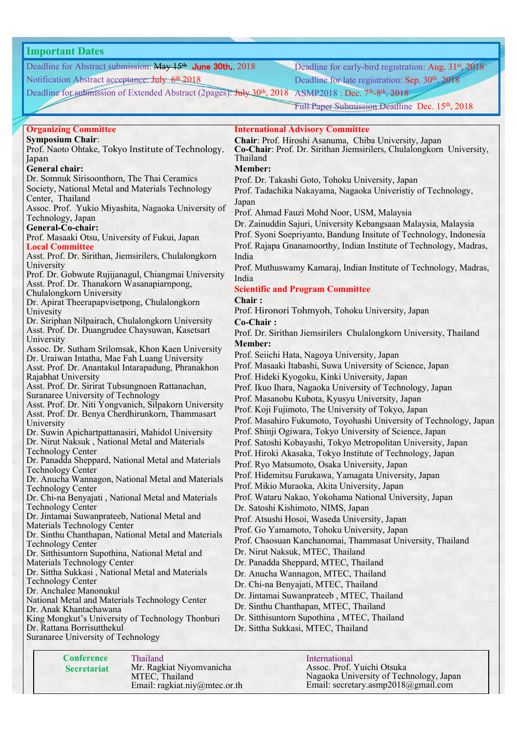## Important Dates

Deadline for Abstract submission: ~~May 15th~~ **June 30th,**, 2018

Notification Abstract acceptance: July 6th 2018

Deadline for submission of Extended Abstract (2pages): July 30th, 2018

Deadline for early-bird registration: Aug. 31st, 2018

Deadline for late registration: Sep. 30th, 2018

ASMP2018 : Dec. 7th-8th, 2018

Full Paper Submission Deadline Dec. 15th, 2018

## Organizing Committee

**Symposium Chair**:
Prof. Naoto Ohtake, Tokyo Institute of Technology, Japan

**General chair:**
Dr. Somnuk Sirisoonthorn, The Thai Ceramics Society, National Metal and Materials Technology Center, Thailand
Assoc. Prof. Yukio Miyashita, Nagaoka University of Technology, Japan

**General-Co-chair:**
Prof. Masaaki Otsu, University of Fukui, Japan

## Local Committee

Asst. Prof. Dr. Sirithan, Jiemsirilers, Chulalongkorn University
Prof. Dr. Gobwute Rujijanagul, Chiangmai University
Asst. Prof. Dr. Thanakorn Wasanapiarnpong, Chulalongkorn University
Dr. Apirat Theerapapvisetpong, Chulalongkorn Univesity
Dr. Siriphan Nilpairach, Chulalongkorn University
Asst. Prof. Dr. Duangrudee Chaysuwan, Kasetsart University
Assoc. Dr. Sutham Srilomsak, Khon Kaen University
Dr. Uraiwan Intatha, Mae Fah Luang University
Asst. Prof. Dr. Anantakul Intarapadung, Phranakhon Rajabhat University
Asst. Prof. Dr. Sirirat Tubsungnoen Rattanachan, Suranaree University of Technology
Asst. Prof. Dr. Niti Yongvanich, Silpakorn University
Asst. Prof. Dr. Benya Cherdhirunkorn, Thammasart University
Dr. Suwin Apichartpattanasiri, Mahidol University
Dr. Nirut Naksuk , National Metal and Materials Technology Center
Dr. Panadda Sheppard, National Metal and Materials Technology Center
Dr. Anucha Wannagon, National Metal and Materials Technology Center
Dr. Chi-na Benyajati , National Metal and Materials Technology Center
Dr. Jintamai Suwanprateeb, National Metal and Materials Technology Center
Dr. Sinthu Chanthapan, National Metal and Materials Technology Center
Dr. Sitthisuntorn Supothina, National Metal and Materials Technology Center
Dr. Sittha Sukkasi , National Metal and Materials Technology Center
Dr. Anchalee Manonukul
National Metal and Materials Technology Center
Dr. Anak Khantachawana
King Mongkut's University of Technology Thonburi
Dr. Rattana Borrisutthekul
Suranaree University of Technology

## International Advisory Committee

**Chair**: Prof. Hiroshi Asanuma, Chiba University, Japan
**Co-Chair**: Prof. Dr. Sirithan Jiemsirilers, Chulalongkorn University, Thailand

**Member:**
Prof. Dr. Takashi Goto, Tohoku University, Japan
Prof. Tadachika Nakayama, Nagaoka Univeristiy of Technology, Japan
Prof. Ahmad Fauzi Mohd Noor, USM, Malaysia
Dr. Zainuddin Sajuri, University Kebangsaan Malaysia, Malaysia
Prof. Syoni Soepriyanto, Bandung Insitute of Technology, Indonesia
Prof. Rajapa Gnanamoorthy, Indian Institute of Technology, Madras, India
Prof. Muthuswamy Kamaraj, Indian Institute of Technology, Madras, India

## Scientific and Program Committee

**Chair :**
Prof. Hironori Tohmyoh, Tohoku University, Japan

**Co-Chair :**
Prof. Dr. Sirithan Jiemsirilers Chulalongkorn University, Thailand

**Member:**
Prof. Seiichi Hata, Nagoya University, Japan
Prof. Masaaki Itabashi, Suwa University of Science, Japan
Prof. Hideki Kyogoku, Kinki University, Japan
Prof. Ikuo Ihara, Nagaoka University of Technology, Japan
Prof. Masanobu Kubota, Kyusyu University, Japan
Prof. Koji Fujimoto, The University of Tokyo, Japan
Prof. Masahiro Fukumoto, Toyohashi University of Technology, Japan
Prof. Shinji Ogiwara, Tokyo University of Science, Japan
Prof. Satoshi Kobayashi, Tokyo Metropolitan University, Japan
Prof. Hiroki Akasaka, Tokyo Institute of Technology, Japan
Prof. Ryo Matsumoto, Osaka University, Japan
Prof. Hidemitsu Furukawa, Yamagata University, Japan
Prof. Mikio Muraoka, Akita University, Japan
Prof. Wataru Nakao, Yokohama National University, Japan
Dr. Satoshi Kishimoto, NIMS, Japan
Prof. Atsushi Hosoi, Waseda University, Japan
Prof. Go Yamamoto, Tohoku University, Japan
Prof. Chaosuan Kanchanomai, Thammasat University, Thailand
Dr. Nirut Naksuk, MTEC, Thailand
Dr. Panadda Sheppard, MTEC, Thailand
Dr. Anucha Wannagon, MTEC, Thailand
Dr. Chi-na Benyajati, MTEC, Thailand
Dr. Jintamai Suwanprateeb , MTEC, Thailand
Dr. Sinthu Chanthapan, MTEC, Thailand
Dr. Sitthisuntorn Supothina , MTEC, Thailand
Dr. Sittha Sukkasi, MTEC, Thailand

## Conference Secretariat

**Thailand**
Mr. Ragkiat Niyomvanicha
MTEC, Thailand
Email: ragkiat.niy@mtec.or.th

**International**
Assoc. Prof. Yuichi Otsuka
Nagaoka University of Technology, Japan
Email: secretary.asmp2018@gmail.com